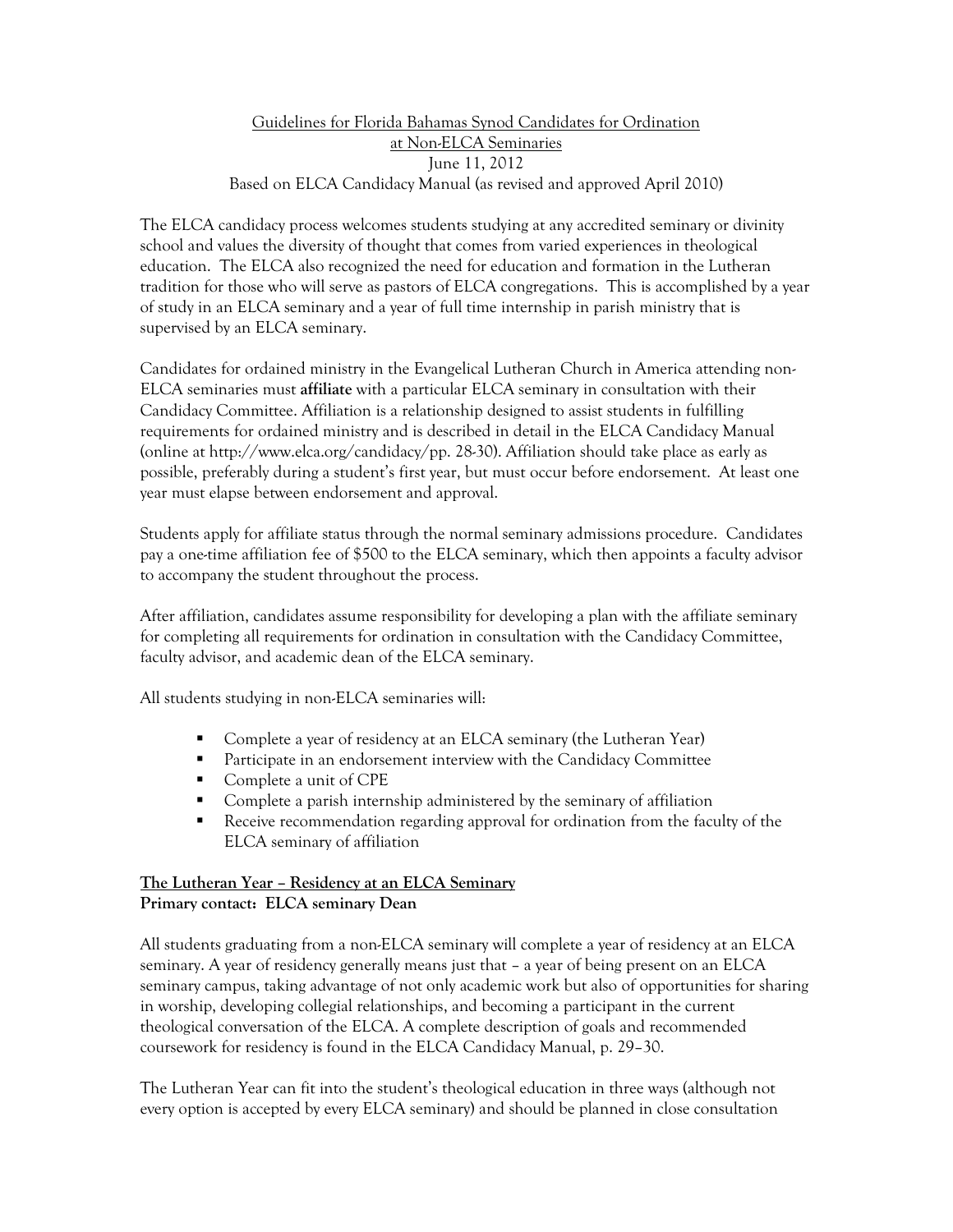Guidelines for Florida Bahamas Synod Candidates for Ordination
at Non-ELCA Seminaries
June 11, 2012
Based on ELCA Candidacy Manual (as revised and approved April 2010)

The ELCA candidacy process welcomes students studying at any accredited seminary or divinity school and values the diversity of thought that comes from varied experiences in theological education. The ELCA also recognized the need for education and formation in the Lutheran tradition for those who will serve as pastors of ELCA congregations. This is accomplished by a year of study in an ELCA seminary and a year of full time internship in parish ministry that is supervised by an ELCA seminary.

Candidates for ordained ministry in the Evangelical Lutheran Church in America attending non-ELCA seminaries must **affiliate** with a particular ELCA seminary in consultation with their Candidacy Committee. Affiliation is a relationship designed to assist students in fulfilling requirements for ordained ministry and is described in detail in the ELCA Candidacy Manual (online at http://www.elca.org/candidacy/pp. 28-30). Affiliation should take place as early as possible, preferably during a student's first year, but must occur before endorsement. At least one year must elapse between endorsement and approval.

Students apply for affiliate status through the normal seminary admissions procedure. Candidates pay a one-time affiliation fee of $500 to the ELCA seminary, which then appoints a faculty advisor to accompany the student throughout the process.

After affiliation, candidates assume responsibility for developing a plan with the affiliate seminary for completing all requirements for ordination in consultation with the Candidacy Committee, faculty advisor, and academic dean of the ELCA seminary.

All students studying in non-ELCA seminaries will:

- Complete a year of residency at an ELCA seminary (the Lutheran Year)
- Participate in an endorsement interview with the Candidacy Committee
- Complete a unit of CPE
- Complete a parish internship administered by the seminary of affiliation
- Receive recommendation regarding approval for ordination from the faculty of the ELCA seminary of affiliation

## The Lutheran Year – Residency at an ELCA Seminary

**Primary contact: ELCA seminary Dean**

All students graduating from a non-ELCA seminary will complete a year of residency at an ELCA seminary. A year of residency generally means just that – a year of being present on an ELCA seminary campus, taking advantage of not only academic work but also of opportunities for sharing in worship, developing collegial relationships, and becoming a participant in the current theological conversation of the ELCA. A complete description of goals and recommended coursework for residency is found in the ELCA Candidacy Manual, p. 29–30.

The Lutheran Year can fit into the student's theological education in three ways (although not every option is accepted by every ELCA seminary) and should be planned in close consultation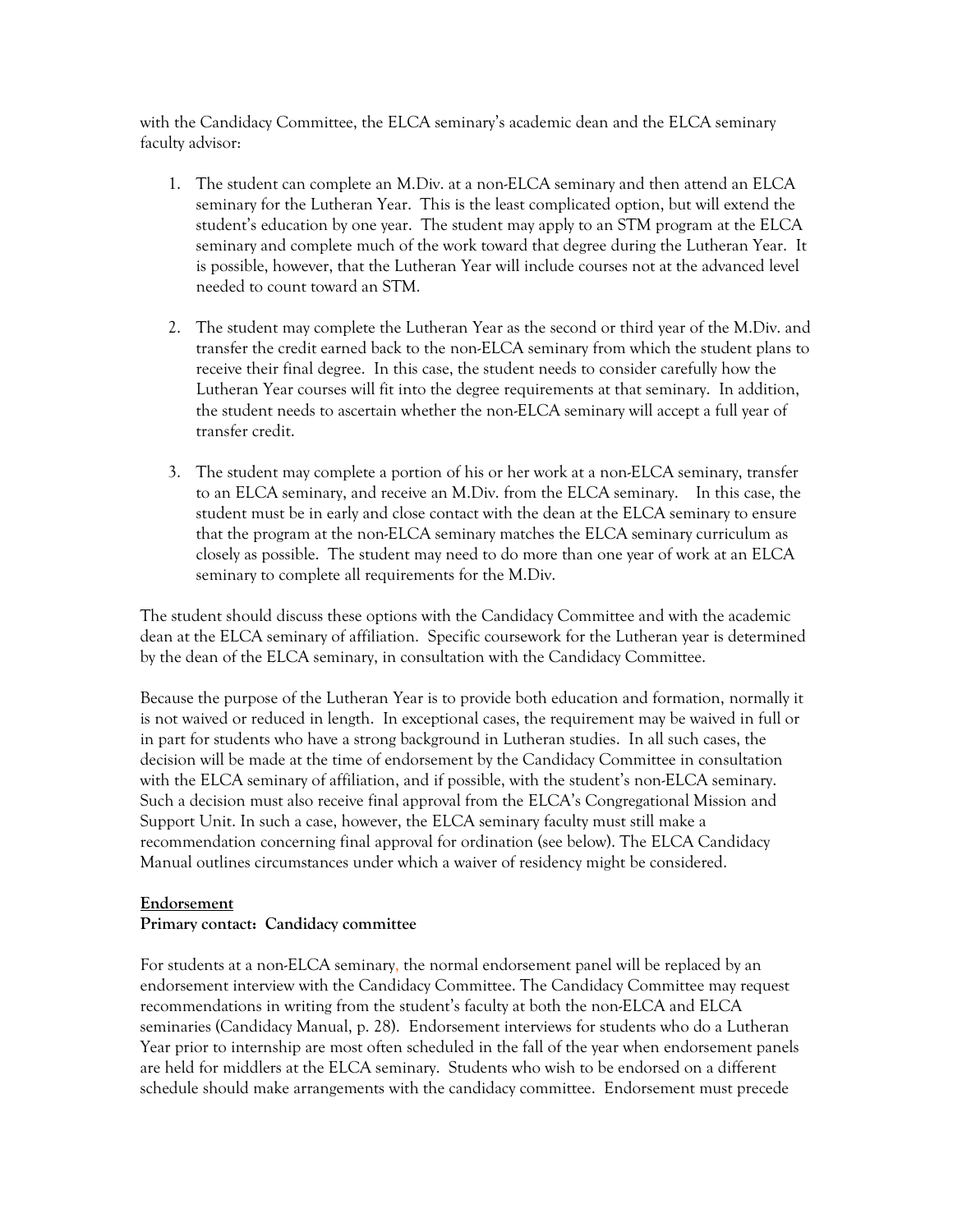with the Candidacy Committee, the ELCA seminary's academic dean and the ELCA seminary faculty advisor:

1. The student can complete an M.Div. at a non-ELCA seminary and then attend an ELCA seminary for the Lutheran Year. This is the least complicated option, but will extend the student's education by one year. The student may apply to an STM program at the ELCA seminary and complete much of the work toward that degree during the Lutheran Year. It is possible, however, that the Lutheran Year will include courses not at the advanced level needed to count toward an STM.

2. The student may complete the Lutheran Year as the second or third year of the M.Div. and transfer the credit earned back to the non-ELCA seminary from which the student plans to receive their final degree. In this case, the student needs to consider carefully how the Lutheran Year courses will fit into the degree requirements at that seminary. In addition, the student needs to ascertain whether the non-ELCA seminary will accept a full year of transfer credit.

3. The student may complete a portion of his or her work at a non-ELCA seminary, transfer to an ELCA seminary, and receive an M.Div. from the ELCA seminary. In this case, the student must be in early and close contact with the dean at the ELCA seminary to ensure that the program at the non-ELCA seminary matches the ELCA seminary curriculum as closely as possible. The student may need to do more than one year of work at an ELCA seminary to complete all requirements for the M.Div.

The student should discuss these options with the Candidacy Committee and with the academic dean at the ELCA seminary of affiliation. Specific coursework for the Lutheran year is determined by the dean of the ELCA seminary, in consultation with the Candidacy Committee.

Because the purpose of the Lutheran Year is to provide both education and formation, normally it is not waived or reduced in length. In exceptional cases, the requirement may be waived in full or in part for students who have a strong background in Lutheran studies. In all such cases, the decision will be made at the time of endorsement by the Candidacy Committee in consultation with the ELCA seminary of affiliation, and if possible, with the student's non-ELCA seminary. Such a decision must also receive final approval from the ELCA's Congregational Mission and Support Unit. In such a case, however, the ELCA seminary faculty must still make a recommendation concerning final approval for ordination (see below). The ELCA Candidacy Manual outlines circumstances under which a waiver of residency might be considered.

**Endorsement**

**Primary contact: Candidacy committee**

For students at a non-ELCA seminary, the normal endorsement panel will be replaced by an endorsement interview with the Candidacy Committee. The Candidacy Committee may request recommendations in writing from the student's faculty at both the non-ELCA and ELCA seminaries (Candidacy Manual, p. 28). Endorsement interviews for students who do a Lutheran Year prior to internship are most often scheduled in the fall of the year when endorsement panels are held for middlers at the ELCA seminary. Students who wish to be endorsed on a different schedule should make arrangements with the candidacy committee. Endorsement must precede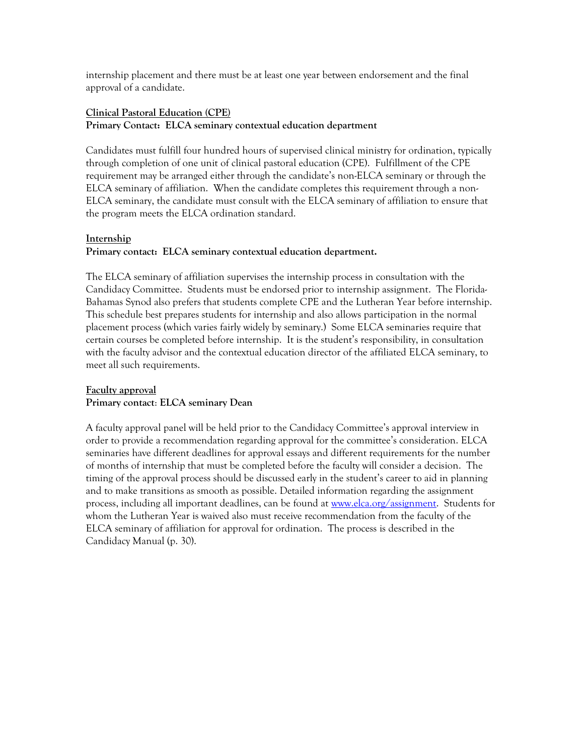internship placement and there must be at least one year between endorsement and the final approval of a candidate.

**Clinical Pastoral Education (CPE)**
**Primary Contact: ELCA seminary contextual education department**

Candidates must fulfill four hundred hours of supervised clinical ministry for ordination, typically through completion of one unit of clinical pastoral education (CPE). Fulfillment of the CPE requirement may be arranged either through the candidate's non-ELCA seminary or through the ELCA seminary of affiliation. When the candidate completes this requirement through a non-ELCA seminary, the candidate must consult with the ELCA seminary of affiliation to ensure that the program meets the ELCA ordination standard.

**Internship**
**Primary contact: ELCA seminary contextual education department.**

The ELCA seminary of affiliation supervises the internship process in consultation with the Candidacy Committee. Students must be endorsed prior to internship assignment. The Florida-Bahamas Synod also prefers that students complete CPE and the Lutheran Year before internship. This schedule best prepares students for internship and also allows participation in the normal placement process (which varies fairly widely by seminary.) Some ELCA seminaries require that certain courses be completed before internship. It is the student's responsibility, in consultation with the faculty advisor and the contextual education director of the affiliated ELCA seminary, to meet all such requirements.

**Faculty approval**
**Primary contact: ELCA seminary Dean**

A faculty approval panel will be held prior to the Candidacy Committee's approval interview in order to provide a recommendation regarding approval for the committee's consideration. ELCA seminaries have different deadlines for approval essays and different requirements for the number of months of internship that must be completed before the faculty will consider a decision. The timing of the approval process should be discussed early in the student's career to aid in planning and to make transitions as smooth as possible. Detailed information regarding the assignment process, including all important deadlines, can be found at www.elca.org/assignment. Students for whom the Lutheran Year is waived also must receive recommendation from the faculty of the ELCA seminary of affiliation for approval for ordination. The process is described in the Candidacy Manual (p. 30).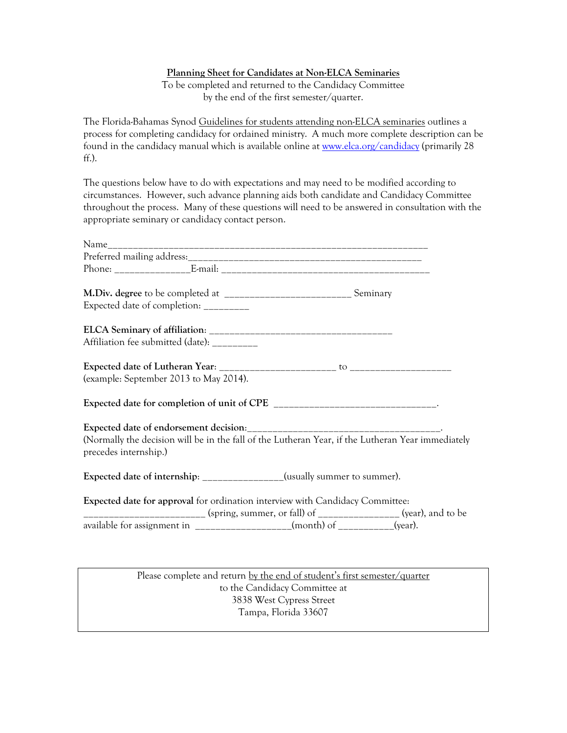# Planning Sheet for Candidates at Non-ELCA Seminaries

To be completed and returned to the Candidacy Committee
by the end of the first semester/quarter.

The Florida-Bahamas Synod Guidelines for students attending non-ELCA seminaries outlines a process for completing candidacy for ordained ministry. A much more complete description can be found in the candidacy manual which is available online at www.elca.org/candidacy (primarily 28 ff.).

The questions below have to do with expectations and may need to be modified according to circumstances. However, such advance planning aids both candidate and Candidacy Committee throughout the process. Many of these questions will need to be answered in consultation with the appropriate seminary or candidacy contact person.

Name_________________________________________________________________
Preferred mailing address:_______________________________________________
Phone: ______________E-mail: ___________________________________________

**M.Div. degree** to be completed at _________________________ Seminary
Expected date of completion: _________

**ELCA Seminary of affiliation**: ___________________________________
Affiliation fee submitted (date): _________

**Expected date of Lutheran Year**: ______________________ to ___________________
(example: September 2013 to May 2014).

**Expected date for completion of unit of CPE** _______________________________.

**Expected date of endorsement decision**:_____________________________________.
(Normally the decision will be in the fall of the Lutheran Year, if the Lutheran Year immediately precedes internship.)

**Expected date of internship**: _______________(usually summer to summer).

**Expected date for approval** for ordination interview with Candidacy Committee:
______________________ (spring, summer, or fall) of _______________ (year), and to be available for assignment in __________________(month) of __________(year).

Please complete and return by the end of student's first semester/quarter
to the Candidacy Committee at
3838 West Cypress Street
Tampa, Florida 33607